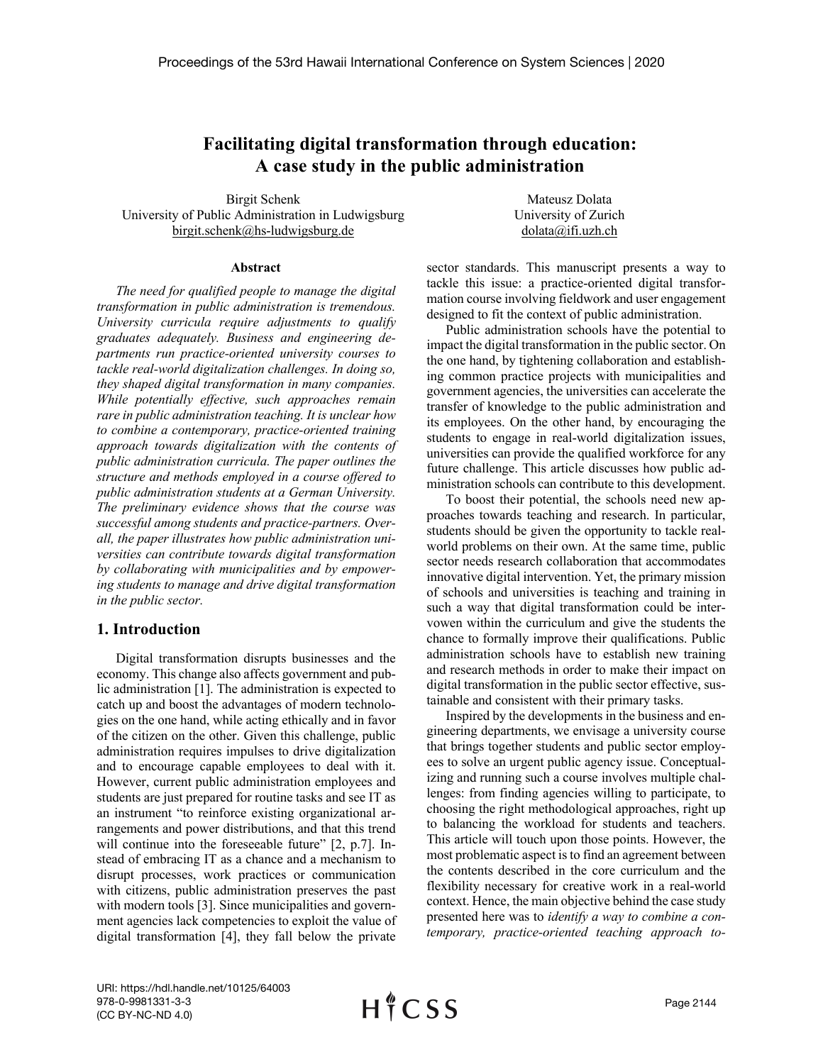# Facilitating digital transformation through education: A case study in the public administration

Birgit Schenk
University of Public Administration in Ludwigsburg
birgit.schenk@hs-ludwigsburg.de

Mateusz Dolata
University of Zurich
dolata@ifi.uzh.ch

## Abstract

*The need for qualified people to manage the digital transformation in public administration is tremendous. University curricula require adjustments to qualify graduates adequately. Business and engineering departments run practice-oriented university courses to tackle real-world digitalization challenges. In doing so, they shaped digital transformation in many companies. While potentially effective, such approaches remain rare in public administration teaching. It is unclear how to combine a contemporary, practice-oriented training approach towards digitalization with the contents of public administration curricula. The paper outlines the structure and methods employed in a course offered to public administration students at a German University. The preliminary evidence shows that the course was successful among students and practice-partners. Overall, the paper illustrates how public administration universities can contribute towards digital transformation by collaborating with municipalities and by empowering students to manage and drive digital transformation in the public sector.*

## 1. Introduction

Digital transformation disrupts businesses and the economy. This change also affects government and public administration [1]. The administration is expected to catch up and boost the advantages of modern technologies on the one hand, while acting ethically and in favor of the citizen on the other. Given this challenge, public administration requires impulses to drive digitalization and to encourage capable employees to deal with it. However, current public administration employees and students are just prepared for routine tasks and see IT as an instrument "to reinforce existing organizational arrangements and power distributions, and that this trend will continue into the foreseeable future" [2, p.7]. Instead of embracing IT as a chance and a mechanism to disrupt processes, work practices or communication with citizens, public administration preserves the past with modern tools [3]. Since municipalities and government agencies lack competencies to exploit the value of digital transformation [4], they fall below the private sector standards. This manuscript presents a way to tackle this issue: a practice-oriented digital transformation course involving fieldwork and user engagement designed to fit the context of public administration.

Public administration schools have the potential to impact the digital transformation in the public sector. On the one hand, by tightening collaboration and establishing common practice projects with municipalities and government agencies, the universities can accelerate the transfer of knowledge to the public administration and its employees. On the other hand, by encouraging the students to engage in real-world digitalization issues, universities can provide the qualified workforce for any future challenge. This article discusses how public administration schools can contribute to this development.

To boost their potential, the schools need new approaches towards teaching and research. In particular, students should be given the opportunity to tackle real-world problems on their own. At the same time, public sector needs research collaboration that accommodates innovative digital intervention. Yet, the primary mission of schools and universities is teaching and training in such a way that digital transformation could be interwoven within the curriculum and give the students the chance to formally improve their qualifications. Public administration schools have to establish new training and research methods in order to make their impact on digital transformation in the public sector effective, sustainable and consistent with their primary tasks.

Inspired by the developments in the business and engineering departments, we envisage a university course that brings together students and public sector employees to solve an urgent public agency issue. Conceptualizing and running such a course involves multiple challenges: from finding agencies willing to participate, to choosing the right methodological approaches, right up to balancing the workload for students and teachers. This article will touch upon those points. However, the most problematic aspect is to find an agreement between the contents described in the core curriculum and the flexibility necessary for creative work in a real-world context. Hence, the main objective behind the case study presented here was to *identify a way to combine a contemporary, practice-oriented teaching approach to-*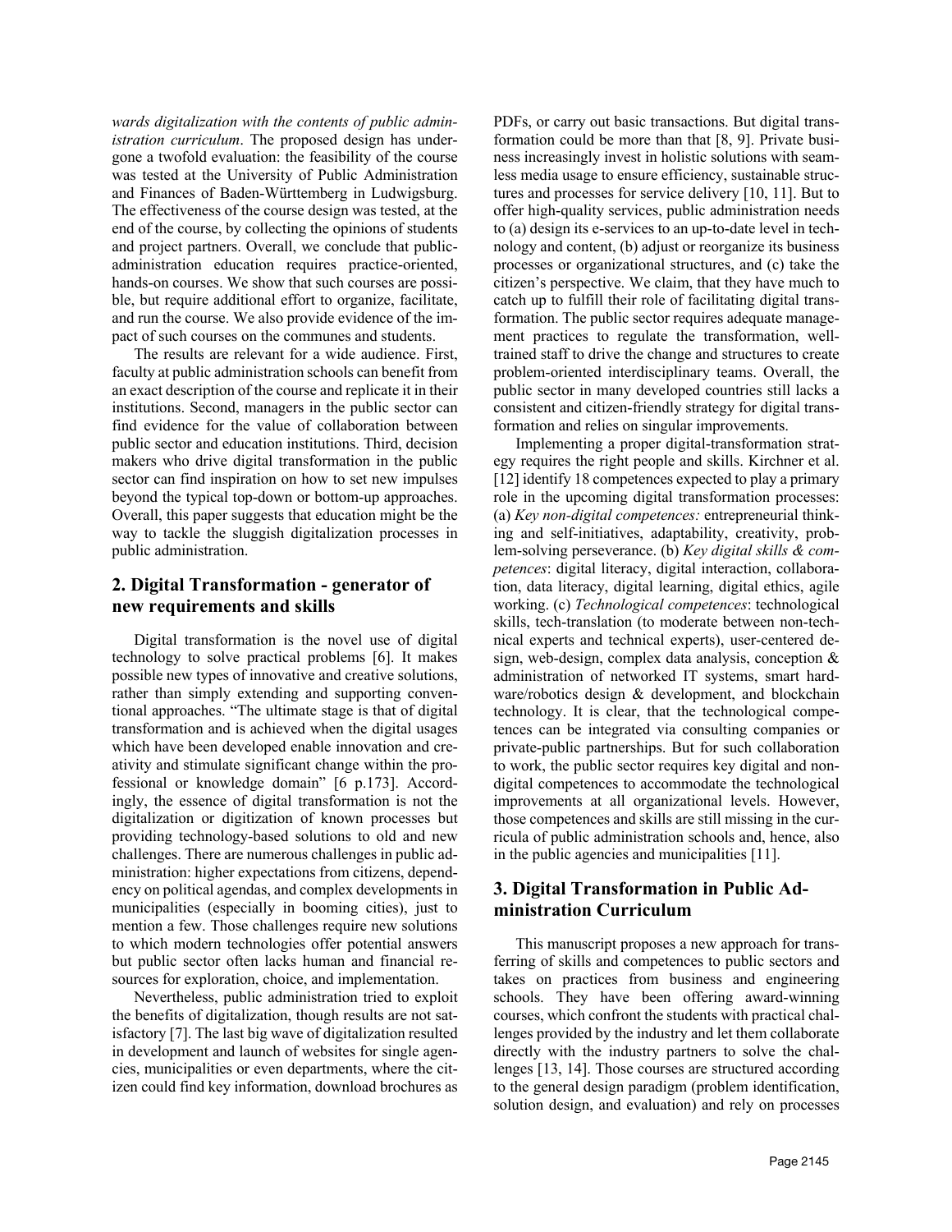*wards digitalization with the contents of public administration curriculum*. The proposed design has undergone a twofold evaluation: the feasibility of the course was tested at the University of Public Administration and Finances of Baden-Württemberg in Ludwigsburg. The effectiveness of the course design was tested, at the end of the course, by collecting the opinions of students and project partners. Overall, we conclude that public-administration education requires practice-oriented, hands-on courses. We show that such courses are possible, but require additional effort to organize, facilitate, and run the course. We also provide evidence of the impact of such courses on the communes and students.

The results are relevant for a wide audience. First, faculty at public administration schools can benefit from an exact description of the course and replicate it in their institutions. Second, managers in the public sector can find evidence for the value of collaboration between public sector and education institutions. Third, decision makers who drive digital transformation in the public sector can find inspiration on how to set new impulses beyond the typical top-down or bottom-up approaches. Overall, this paper suggests that education might be the way to tackle the sluggish digitalization processes in public administration.

## 2. Digital Transformation - generator of new requirements and skills

Digital transformation is the novel use of digital technology to solve practical problems [6]. It makes possible new types of innovative and creative solutions, rather than simply extending and supporting conventional approaches. "The ultimate stage is that of digital transformation and is achieved when the digital usages which have been developed enable innovation and creativity and stimulate significant change within the professional or knowledge domain" [6 p.173]. Accordingly, the essence of digital transformation is not the digitalization or digitization of known processes but providing technology-based solutions to old and new challenges. There are numerous challenges in public administration: higher expectations from citizens, dependency on political agendas, and complex developments in municipalities (especially in booming cities), just to mention a few. Those challenges require new solutions to which modern technologies offer potential answers but public sector often lacks human and financial resources for exploration, choice, and implementation.

Nevertheless, public administration tried to exploit the benefits of digitalization, though results are not satisfactory [7]. The last big wave of digitalization resulted in development and launch of websites for single agencies, municipalities or even departments, where the citizen could find key information, download brochures as PDFs, or carry out basic transactions. But digital transformation could be more than that [8, 9]. Private business increasingly invest in holistic solutions with seamless media usage to ensure efficiency, sustainable structures and processes for service delivery [10, 11]. But to offer high-quality services, public administration needs to (a) design its e-services to an up-to-date level in technology and content, (b) adjust or reorganize its business processes or organizational structures, and (c) take the citizen's perspective. We claim, that they have much to catch up to fulfill their role of facilitating digital transformation. The public sector requires adequate management practices to regulate the transformation, well-trained staff to drive the change and structures to create problem-oriented interdisciplinary teams. Overall, the public sector in many developed countries still lacks a consistent and citizen-friendly strategy for digital transformation and relies on singular improvements.

Implementing a proper digital-transformation strategy requires the right people and skills. Kirchner et al. [12] identify 18 competences expected to play a primary role in the upcoming digital transformation processes: (a) *Key non-digital competences:* entrepreneurial thinking and self-initiatives, adaptability, creativity, problem-solving perseverance. (b) *Key digital skills & competences*: digital literacy, digital interaction, collaboration, data literacy, digital learning, digital ethics, agile working. (c) *Technological competences*: technological skills, tech-translation (to moderate between non-technical experts and technical experts), user-centered design, web-design, complex data analysis, conception & administration of networked IT systems, smart hardware/robotics design & development, and blockchain technology. It is clear, that the technological competences can be integrated via consulting companies or private-public partnerships. But for such collaboration to work, the public sector requires key digital and non-digital competences to accommodate the technological improvements at all organizational levels. However, those competences and skills are still missing in the curricula of public administration schools and, hence, also in the public agencies and municipalities [11].

## 3. Digital Transformation in Public Administration Curriculum

This manuscript proposes a new approach for transferring of skills and competences to public sectors and takes on practices from business and engineering schools. They have been offering award-winning courses, which confront the students with practical challenges provided by the industry and let them collaborate directly with the industry partners to solve the challenges [13, 14]. Those courses are structured according to the general design paradigm (problem identification, solution design, and evaluation) and rely on processes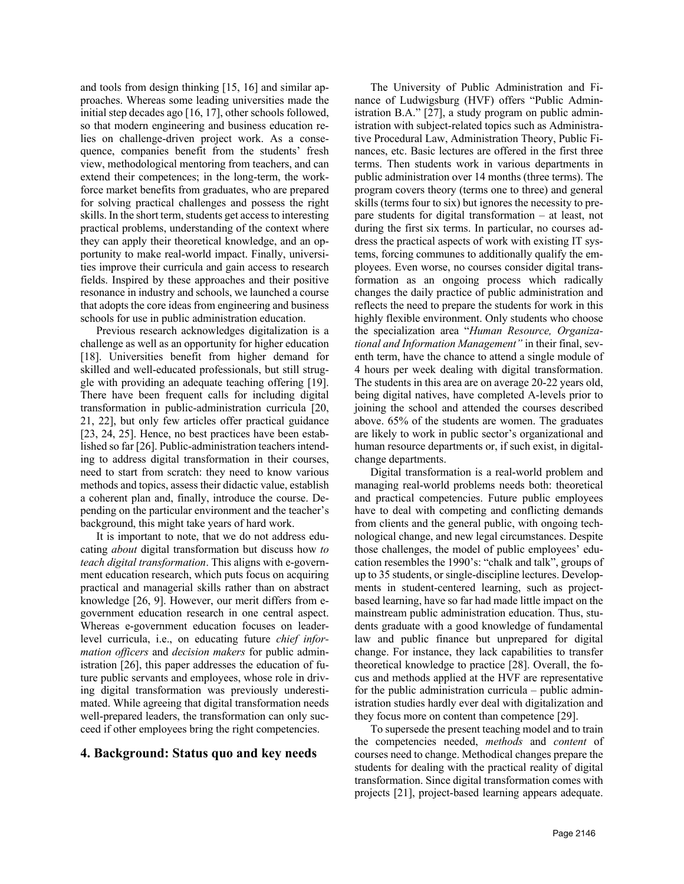and tools from design thinking [15, 16] and similar approaches. Whereas some leading universities made the initial step decades ago [16, 17], other schools followed, so that modern engineering and business education relies on challenge-driven project work. As a consequence, companies benefit from the students' fresh view, methodological mentoring from teachers, and can extend their competences; in the long-term, the workforce market benefits from graduates, who are prepared for solving practical challenges and possess the right skills. In the short term, students get access to interesting practical problems, understanding of the context where they can apply their theoretical knowledge, and an opportunity to make real-world impact. Finally, universities improve their curricula and gain access to research fields. Inspired by these approaches and their positive resonance in industry and schools, we launched a course that adopts the core ideas from engineering and business schools for use in public administration education.

Previous research acknowledges digitalization is a challenge as well as an opportunity for higher education [18]. Universities benefit from higher demand for skilled and well-educated professionals, but still struggle with providing an adequate teaching offering [19]. There have been frequent calls for including digital transformation in public-administration curricula [20, 21, 22], but only few articles offer practical guidance [23, 24, 25]. Hence, no best practices have been established so far [26]. Public-administration teachers intending to address digital transformation in their courses, need to start from scratch: they need to know various methods and topics, assess their didactic value, establish a coherent plan and, finally, introduce the course. Depending on the particular environment and the teacher's background, this might take years of hard work.

It is important to note, that we do not address educating *about* digital transformation but discuss how *to teach digital transformation*. This aligns with e-government education research, which puts focus on acquiring practical and managerial skills rather than on abstract knowledge [26, 9]. However, our merit differs from e-government education research in one central aspect. Whereas e-government education focuses on leader-level curricula, i.e., on educating future *chief information officers* and *decision makers* for public administration [26], this paper addresses the education of future public servants and employees, whose role in driving digital transformation was previously underestimated. While agreeing that digital transformation needs well-prepared leaders, the transformation can only succeed if other employees bring the right competencies.

## 4. Background: Status quo and key needs

The University of Public Administration and Finance of Ludwigsburg (HVF) offers "Public Administration B.A." [27], a study program on public administration with subject-related topics such as Administrative Procedural Law, Administration Theory, Public Finances, etc. Basic lectures are offered in the first three terms. Then students work in various departments in public administration over 14 months (three terms). The program covers theory (terms one to three) and general skills (terms four to six) but ignores the necessity to prepare students for digital transformation – at least, not during the first six terms. In particular, no courses address the practical aspects of work with existing IT systems, forcing communes to additionally qualify the employees. Even worse, no courses consider digital transformation as an ongoing process which radically changes the daily practice of public administration and reflects the need to prepare the students for work in this highly flexible environment. Only students who choose the specialization area "*Human Resource, Organizational and Information Management"* in their final, seventh term, have the chance to attend a single module of 4 hours per week dealing with digital transformation. The students in this area are on average 20-22 years old, being digital natives, have completed A-levels prior to joining the school and attended the courses described above. 65% of the students are women. The graduates are likely to work in public sector's organizational and human resource departments or, if such exist, in digital-change departments.

Digital transformation is a real-world problem and managing real-world problems needs both: theoretical and practical competencies. Future public employees have to deal with competing and conflicting demands from clients and the general public, with ongoing technological change, and new legal circumstances. Despite those challenges, the model of public employees' education resembles the 1990's: "chalk and talk", groups of up to 35 students, or single-discipline lectures. Developments in student-centered learning, such as project-based learning, have so far had made little impact on the mainstream public administration education. Thus, students graduate with a good knowledge of fundamental law and public finance but unprepared for digital change. For instance, they lack capabilities to transfer theoretical knowledge to practice [28]. Overall, the focus and methods applied at the HVF are representative for the public administration curricula – public administration studies hardly ever deal with digitalization and they focus more on content than competence [29].

To supersede the present teaching model and to train the competencies needed, *methods* and *content* of courses need to change. Methodical changes prepare the students for dealing with the practical reality of digital transformation. Since digital transformation comes with projects [21], project-based learning appears adequate.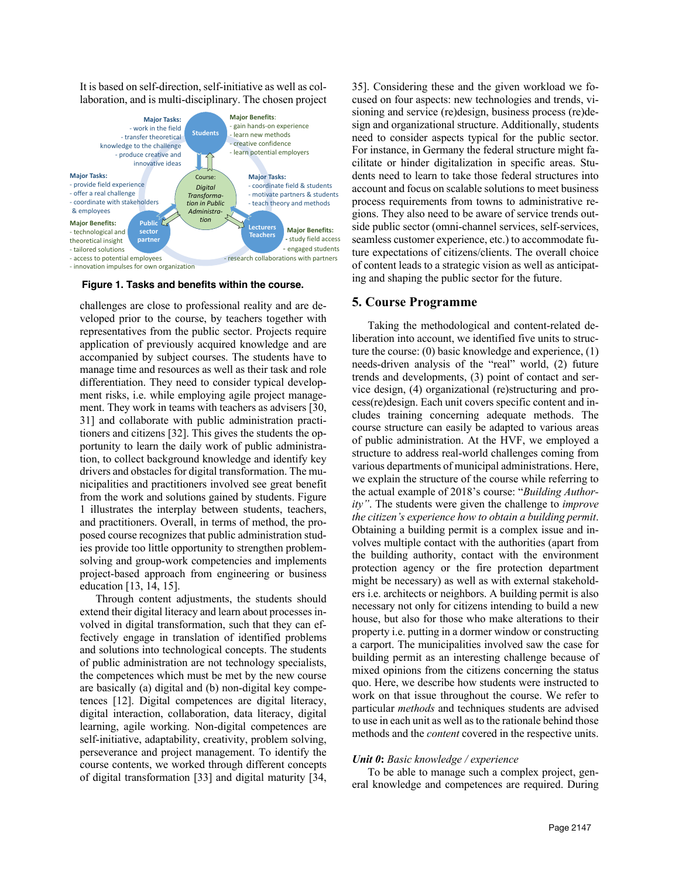It is based on self-direction, self-initiative as well as collaboration, and is multi-disciplinary. The chosen project challenges are close to professional reality and are developed prior to the course, by teachers together with representatives from the public sector. Projects require application of previously acquired knowledge and are accompanied by subject courses. The students have to manage time and resources as well as their task and role differentiation. They need to consider typical development risks, i.e. while employing agile project management. They work in teams with teachers as advisers [30, 31] and collaborate with public administration practitioners and citizens [32]. This gives the students the opportunity to learn the daily work of public administration, to collect background knowledge and identify key drivers and obstacles for digital transformation. The municipalities and practitioners involved see great benefit from the work and solutions gained by students. Figure 1 illustrates the interplay between students, teachers, and practitioners. Overall, in terms of method, the proposed course recognizes that public administration studies provide too little opportunity to strengthen problem-solving and group-work competencies and implements project-based approach from engineering or business education [13, 14, 15].

**Figure 1. Tasks and benefits within the course.**

Through content adjustments, the students should extend their digital literacy and learn about processes involved in digital transformation, such that they can effectively engage in translation of identified problems and solutions into technological concepts. The students of public administration are not technology specialists, the competences which must be met by the new course are basically (a) digital and (b) non-digital key competences [12]. Digital competences are digital literacy, digital interaction, collaboration, data literacy, digital learning, agile working. Non-digital competences are self-initiative, adaptability, creativity, problem solving, perseverance and project management. To identify the course contents, we worked through different concepts of digital transformation [33] and digital maturity [34, 35]. Considering these and the given workload we focused on four aspects: new technologies and trends, visioning and service (re)design, business process (re)design and organizational structure. Additionally, students need to consider aspects typical for the public sector. For instance, in Germany the federal structure might facilitate or hinder digitalization in specific areas. Students need to learn to take those federal structures into account and focus on scalable solutions to meet business process requirements from towns to administrative regions. They also need to be aware of service trends outside public sector (omni-channel services, self-services, seamless customer experience, etc.) to accommodate future expectations of citizens/clients. The overall choice of content leads to a strategic vision as well as anticipating and shaping the public sector for the future.

## 5. Course Programme

Taking the methodological and content-related deliberation into account, we identified five units to structure the course: (0) basic knowledge and experience, (1) needs-driven analysis of the "real" world, (2) future trends and developments, (3) point of contact and service design, (4) organizational (re)structuring and process(re)design. Each unit covers specific content and includes training concerning adequate methods. The course structure can easily be adapted to various areas of public administration. At the HVF, we employed a structure to address real-world challenges coming from various departments of municipal administrations. Here, we explain the structure of the course while referring to the actual example of 2018's course: "*Building Authority*". The students were given the challenge to *improve the citizen's experience how to obtain a building permit*. Obtaining a building permit is a complex issue and involves multiple contact with the authorities (apart from the building authority, contact with the environment protection agency or the fire protection department might be necessary) as well as with external stakeholders i.e. architects or neighbors. A building permit is also necessary not only for citizens intending to build a new house, but also for those who make alterations to their property i.e. putting in a dormer window or constructing a carport. The municipalities involved saw the case for building permit as an interesting challenge because of mixed opinions from the citizens concerning the status quo. Here, we describe how students were instructed to work on that issue throughout the course. We refer to particular *methods* and techniques students are advised to use in each unit as well as to the rationale behind those methods and the *content* covered in the respective units.

***Unit 0***: *Basic knowledge / experience*

To be able to manage such a complex project, general knowledge and competences are required. During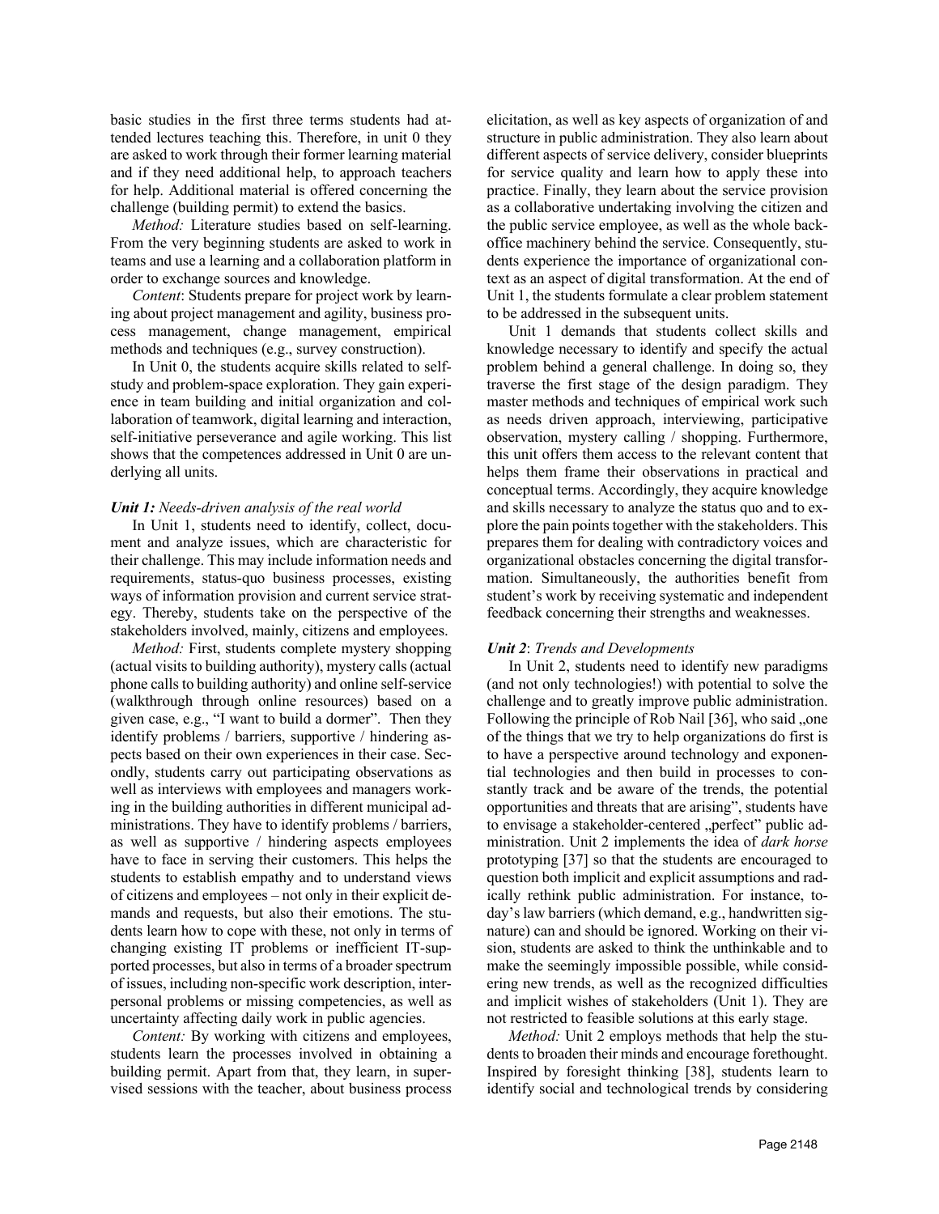basic studies in the first three terms students had attended lectures teaching this. Therefore, in unit 0 they are asked to work through their former learning material and if they need additional help, to approach teachers for help. Additional material is offered concerning the challenge (building permit) to extend the basics.

*Method:* Literature studies based on self-learning. From the very beginning students are asked to work in teams and use a learning and a collaboration platform in order to exchange sources and knowledge.

*Content*: Students prepare for project work by learning about project management and agility, business process management, change management, empirical methods and techniques (e.g., survey construction).

In Unit 0, the students acquire skills related to self-study and problem-space exploration. They gain experience in team building and initial organization and collaboration of teamwork, digital learning and interaction, self-initiative perseverance and agile working. This list shows that the competences addressed in Unit 0 are underlying all units.

***Unit 1:*** *Needs-driven analysis of the real world*

In Unit 1, students need to identify, collect, document and analyze issues, which are characteristic for their challenge. This may include information needs and requirements, status-quo business processes, existing ways of information provision and current service strategy. Thereby, students take on the perspective of the stakeholders involved, mainly, citizens and employees.

*Method:* First, students complete mystery shopping (actual visits to building authority), mystery calls (actual phone calls to building authority) and online self-service (walkthrough through online resources) based on a given case, e.g., "I want to build a dormer". Then they identify problems / barriers, supportive / hindering aspects based on their own experiences in their case. Secondly, students carry out participating observations as well as interviews with employees and managers working in the building authorities in different municipal administrations. They have to identify problems / barriers, as well as supportive / hindering aspects employees have to face in serving their customers. This helps the students to establish empathy and to understand views of citizens and employees – not only in their explicit demands and requests, but also their emotions. The students learn how to cope with these, not only in terms of changing existing IT problems or inefficient IT-supported processes, but also in terms of a broader spectrum of issues, including non-specific work description, interpersonal problems or missing competencies, as well as uncertainty affecting daily work in public agencies.

*Content:* By working with citizens and employees, students learn the processes involved in obtaining a building permit. Apart from that, they learn, in supervised sessions with the teacher, about business process elicitation, as well as key aspects of organization of and structure in public administration. They also learn about different aspects of service delivery, consider blueprints for service quality and learn how to apply these into practice. Finally, they learn about the service provision as a collaborative undertaking involving the citizen and the public service employee, as well as the whole back-office machinery behind the service. Consequently, students experience the importance of organizational context as an aspect of digital transformation. At the end of Unit 1, the students formulate a clear problem statement to be addressed in the subsequent units.

Unit 1 demands that students collect skills and knowledge necessary to identify and specify the actual problem behind a general challenge. In doing so, they traverse the first stage of the design paradigm. They master methods and techniques of empirical work such as needs driven approach, interviewing, participative observation, mystery calling / shopping. Furthermore, this unit offers them access to the relevant content that helps them frame their observations in practical and conceptual terms. Accordingly, they acquire knowledge and skills necessary to analyze the status quo and to explore the pain points together with the stakeholders. This prepares them for dealing with contradictory voices and organizational obstacles concerning the digital transformation. Simultaneously, the authorities benefit from student's work by receiving systematic and independent feedback concerning their strengths and weaknesses.

***Unit 2***: *Trends and Developments*

In Unit 2, students need to identify new paradigms (and not only technologies!) with potential to solve the challenge and to greatly improve public administration. Following the principle of Rob Nail [36], who said „one of the things that we try to help organizations do first is to have a perspective around technology and exponential technologies and then build in processes to constantly track and be aware of the trends, the potential opportunities and threats that are arising", students have to envisage a stakeholder-centered „perfect" public administration. Unit 2 implements the idea of *dark horse* prototyping [37] so that the students are encouraged to question both implicit and explicit assumptions and radically rethink public administration. For instance, today's law barriers (which demand, e.g., handwritten signature) can and should be ignored. Working on their vision, students are asked to think the unthinkable and to make the seemingly impossible possible, while considering new trends, as well as the recognized difficulties and implicit wishes of stakeholders (Unit 1). They are not restricted to feasible solutions at this early stage.

*Method:* Unit 2 employs methods that help the students to broaden their minds and encourage forethought. Inspired by foresight thinking [38], students learn to identify social and technological trends by considering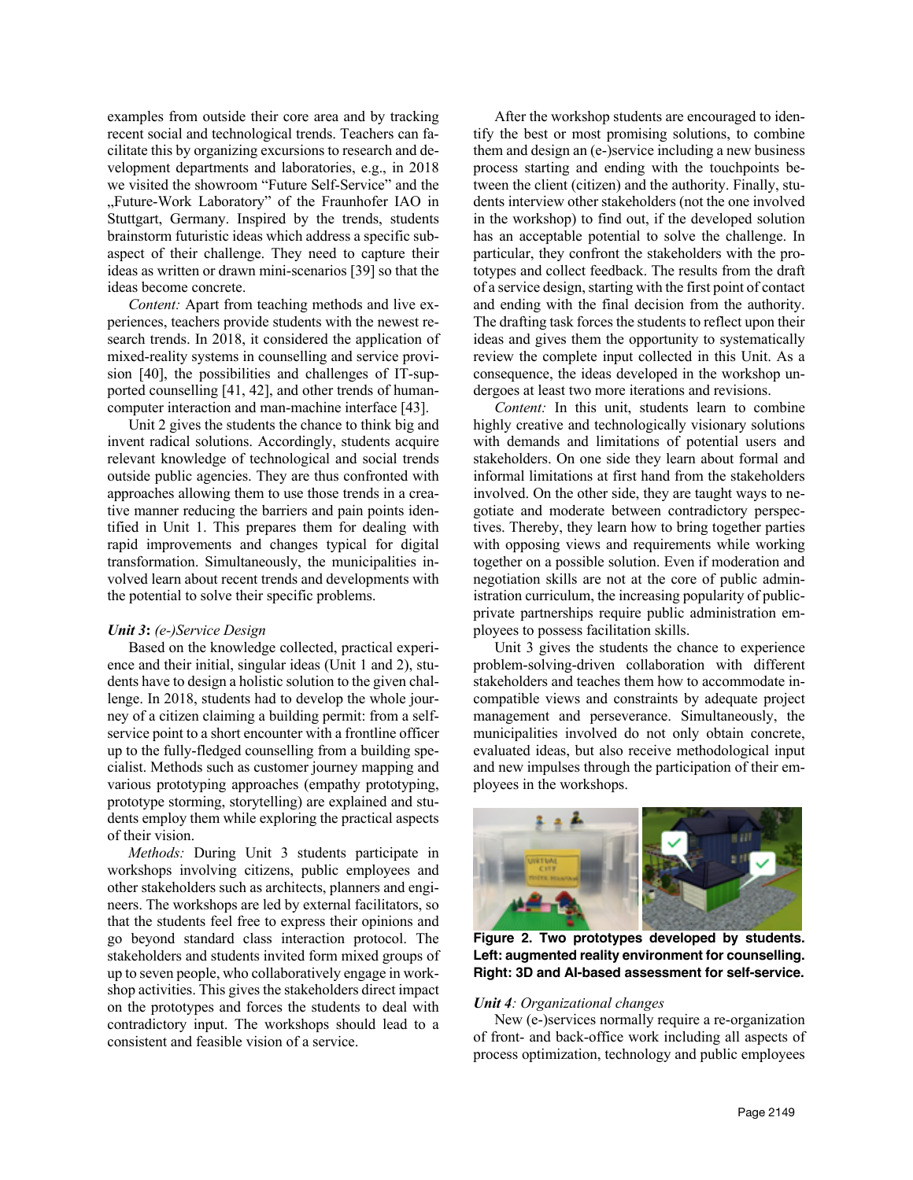examples from outside their core area and by tracking recent social and technological trends. Teachers can facilitate this by organizing excursions to research and development departments and laboratories, e.g., in 2018 we visited the showroom "Future Self-Service" and the „Future-Work Laboratory" of the Fraunhofer IAO in Stuttgart, Germany. Inspired by the trends, students brainstorm futuristic ideas which address a specific subaspect of their challenge. They need to capture their ideas as written or drawn mini-scenarios [39] so that the ideas become concrete.

*Content:* Apart from teaching methods and live experiences, teachers provide students with the newest research trends. In 2018, it considered the application of mixed-reality systems in counselling and service provision [40], the possibilities and challenges of IT-supported counselling [41, 42], and other trends of human-computer interaction and man-machine interface [43].

Unit 2 gives the students the chance to think big and invent radical solutions. Accordingly, students acquire relevant knowledge of technological and social trends outside public agencies. They are thus confronted with approaches allowing them to use those trends in a creative manner reducing the barriers and pain points identified in Unit 1. This prepares them for dealing with rapid improvements and changes typical for digital transformation. Simultaneously, the municipalities involved learn about recent trends and developments with the potential to solve their specific problems.

***Unit 3**: (e-)Service Design*

Based on the knowledge collected, practical experience and their initial, singular ideas (Unit 1 and 2), students have to design a holistic solution to the given challenge. In 2018, students had to develop the whole journey of a citizen claiming a building permit: from a self-service point to a short encounter with a frontline officer up to the fully-fledged counselling from a building specialist. Methods such as customer journey mapping and various prototyping approaches (empathy prototyping, prototype storming, storytelling) are explained and students employ them while exploring the practical aspects of their vision.

*Methods:* During Unit 3 students participate in workshops involving citizens, public employees and other stakeholders such as architects, planners and engineers. The workshops are led by external facilitators, so that the students feel free to express their opinions and go beyond standard class interaction protocol. The stakeholders and students invited form mixed groups of up to seven people, who collaboratively engage in workshop activities. This gives the stakeholders direct impact on the prototypes and forces the students to deal with contradictory input. The workshops should lead to a consistent and feasible vision of a service.

After the workshop students are encouraged to identify the best or most promising solutions, to combine them and design an (e-)service including a new business process starting and ending with the touchpoints between the client (citizen) and the authority. Finally, students interview other stakeholders (not the one involved in the workshop) to find out, if the developed solution has an acceptable potential to solve the challenge. In particular, they confront the stakeholders with the prototypes and collect feedback. The results from the draft of a service design, starting with the first point of contact and ending with the final decision from the authority. The drafting task forces the students to reflect upon their ideas and gives them the opportunity to systematically review the complete input collected in this Unit. As a consequence, the ideas developed in the workshop undergoes at least two more iterations and revisions.

*Content:* In this unit, students learn to combine highly creative and technologically visionary solutions with demands and limitations of potential users and stakeholders. On one side they learn about formal and informal limitations at first hand from the stakeholders involved. On the other side, they are taught ways to negotiate and moderate between contradictory perspectives. Thereby, they learn how to bring together parties with opposing views and requirements while working together on a possible solution. Even if moderation and negotiation skills are not at the core of public administration curriculum, the increasing popularity of public-private partnerships require public administration employees to possess facilitation skills.

Unit 3 gives the students the chance to experience problem-solving-driven collaboration with different stakeholders and teaches them how to accommodate incompatible views and constraints by adequate project management and perseverance. Simultaneously, the municipalities involved do not only obtain concrete, evaluated ideas, but also receive methodological input and new impulses through the participation of their employees in the workshops.

**Figure 2. Two prototypes developed by students. Left: augmented reality environment for counselling. Right: 3D and AI-based assessment for self-service.**

***Unit 4**: Organizational changes*

New (e-)services normally require a re-organization of front- and back-office work including all aspects of process optimization, technology and public employees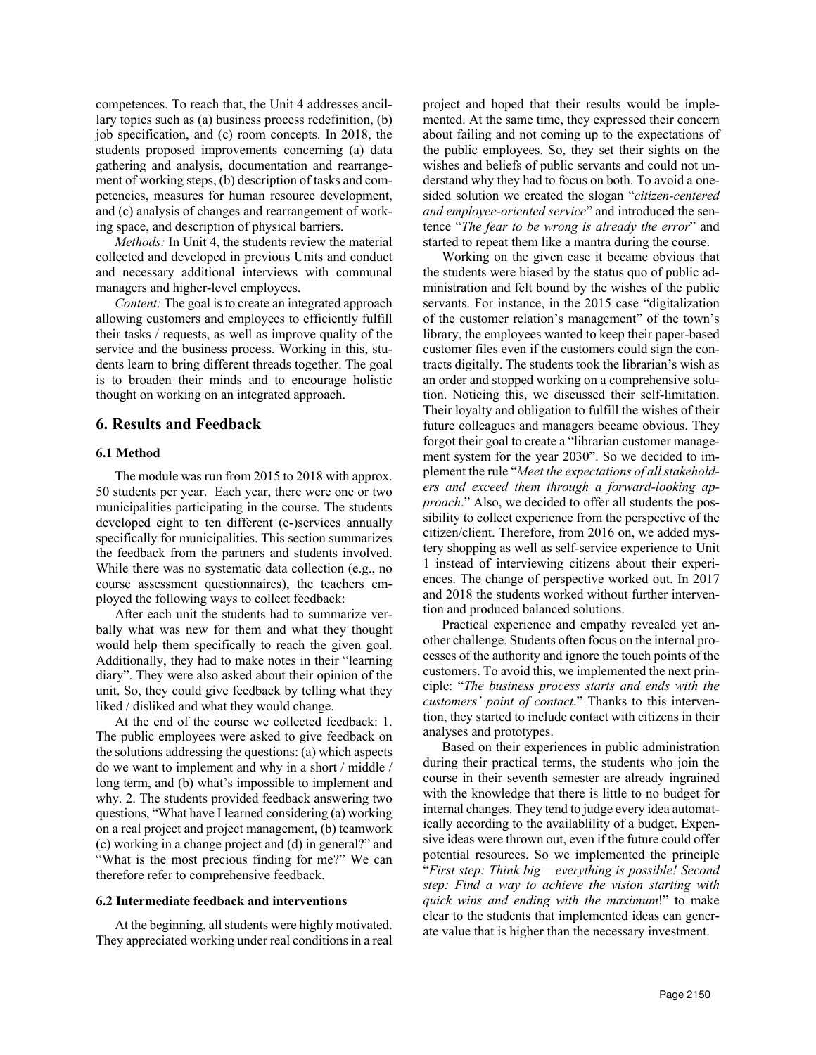competences. To reach that, the Unit 4 addresses ancillary topics such as (a) business process redefinition, (b) job specification, and (c) room concepts. In 2018, the students proposed improvements concerning (a) data gathering and analysis, documentation and rearrangement of working steps, (b) description of tasks and competencies, measures for human resource development, and (c) analysis of changes and rearrangement of working space, and description of physical barriers.

*Methods:* In Unit 4, the students review the material collected and developed in previous Units and conduct and necessary additional interviews with communal managers and higher-level employees.

*Content:* The goal is to create an integrated approach allowing customers and employees to efficiently fulfill their tasks / requests, as well as improve quality of the service and the business process. Working in this, students learn to bring different threads together. The goal is to broaden their minds and to encourage holistic thought on working on an integrated approach.

## 6. Results and Feedback

### 6.1 Method

The module was run from 2015 to 2018 with approx. 50 students per year. Each year, there were one or two municipalities participating in the course. The students developed eight to ten different (e-)services annually specifically for municipalities. This section summarizes the feedback from the partners and students involved. While there was no systematic data collection (e.g., no course assessment questionnaires), the teachers employed the following ways to collect feedback:

After each unit the students had to summarize verbally what was new for them and what they thought would help them specifically to reach the given goal. Additionally, they had to make notes in their "learning diary". They were also asked about their opinion of the unit. So, they could give feedback by telling what they liked / disliked and what they would change.

At the end of the course we collected feedback: 1. The public employees were asked to give feedback on the solutions addressing the questions: (a) which aspects do we want to implement and why in a short / middle / long term, and (b) what's impossible to implement and why. 2. The students provided feedback answering two questions, "What have I learned considering (a) working on a real project and project management, (b) teamwork (c) working in a change project and (d) in general?" and "What is the most precious finding for me?" We can therefore refer to comprehensive feedback.

### 6.2 Intermediate feedback and interventions

At the beginning, all students were highly motivated. They appreciated working under real conditions in a real project and hoped that their results would be implemented. At the same time, they expressed their concern about failing and not coming up to the expectations of the public employees. So, they set their sights on the wishes and beliefs of public servants and could not understand why they had to focus on both. To avoid a one-sided solution we created the slogan "*citizen-centered and employee-oriented service*" and introduced the sentence "*The fear to be wrong is already the error*" and started to repeat them like a mantra during the course.

Working on the given case it became obvious that the students were biased by the status quo of public administration and felt bound by the wishes of the public servants. For instance, in the 2015 case "digitalization of the customer relation's management" of the town's library, the employees wanted to keep their paper-based customer files even if the customers could sign the contracts digitally. The students took the librarian's wish as an order and stopped working on a comprehensive solution. Noticing this, we discussed their self-limitation. Their loyalty and obligation to fulfill the wishes of their future colleagues and managers became obvious. They forgot their goal to create a "librarian customer management system for the year 2030". So we decided to implement the rule "*Meet the expectations of all stakeholders and exceed them through a forward-looking approach*." Also, we decided to offer all students the possibility to collect experience from the perspective of the citizen/client. Therefore, from 2016 on, we added mystery shopping as well as self-service experience to Unit 1 instead of interviewing citizens about their experiences. The change of perspective worked out. In 2017 and 2018 the students worked without further intervention and produced balanced solutions.

Practical experience and empathy revealed yet another challenge. Students often focus on the internal processes of the authority and ignore the touch points of the customers. To avoid this, we implemented the next principle: "*The business process starts and ends with the customers' point of contact*." Thanks to this intervention, they started to include contact with citizens in their analyses and prototypes.

Based on their experiences in public administration during their practical terms, the students who join the course in their seventh semester are already ingrained with the knowledge that there is little to no budget for internal changes. They tend to judge every idea automatically according to the availablility of a budget. Expensive ideas were thrown out, even if the future could offer potential resources. So we implemented the principle "*First step: Think big – everything is possible! Second step: Find a way to achieve the vision starting with quick wins and ending with the maximum*!" to make clear to the students that implemented ideas can generate value that is higher than the necessary investment.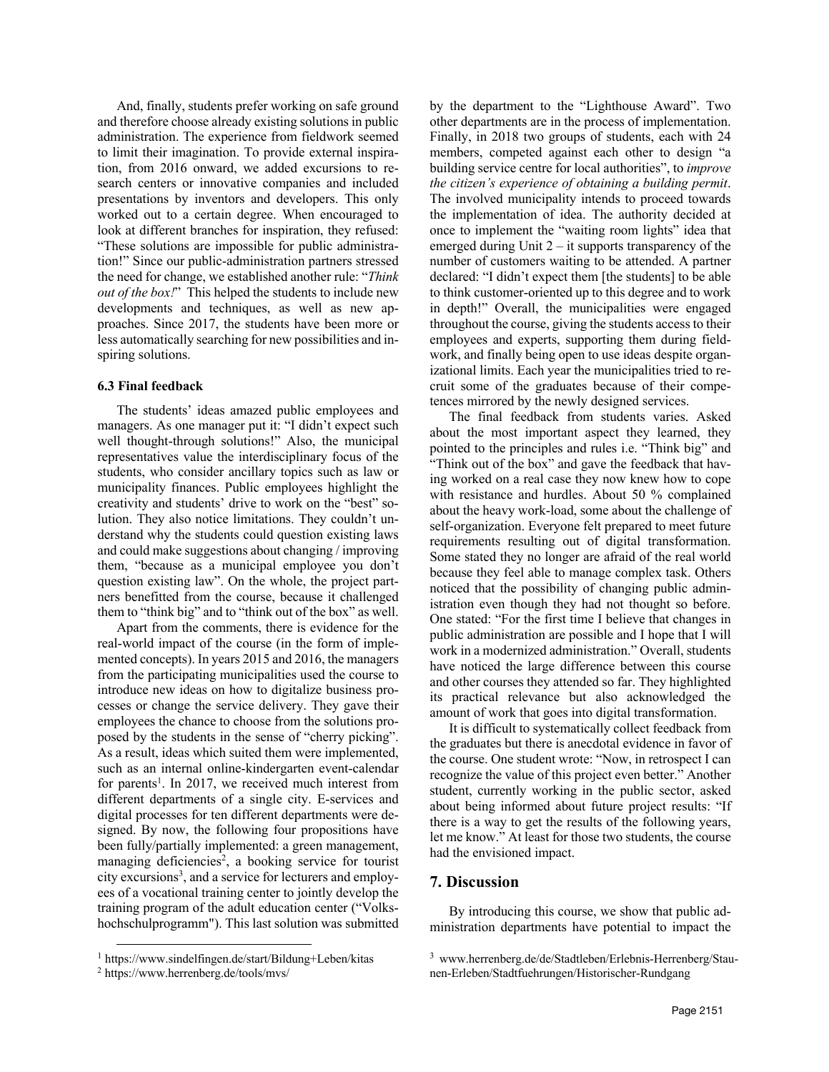And, finally, students prefer working on safe ground and therefore choose already existing solutions in public administration. The experience from fieldwork seemed to limit their imagination. To provide external inspiration, from 2016 onward, we added excursions to research centers or innovative companies and included presentations by inventors and developers. This only worked out to a certain degree. When encouraged to look at different branches for inspiration, they refused: "These solutions are impossible for public administration!" Since our public-administration partners stressed the need for change, we established another rule: "*Think out of the box!*" This helped the students to include new developments and techniques, as well as new approaches. Since 2017, the students have been more or less automatically searching for new possibilities and inspiring solutions.

### 6.3 Final feedback

The students' ideas amazed public employees and managers. As one manager put it: "I didn't expect such well thought-through solutions!" Also, the municipal representatives value the interdisciplinary focus of the students, who consider ancillary topics such as law or municipality finances. Public employees highlight the creativity and students' drive to work on the "best" solution. They also notice limitations. They couldn't understand why the students could question existing laws and could make suggestions about changing / improving them, "because as a municipal employee you don't question existing law". On the whole, the project partners benefitted from the course, because it challenged them to "think big" and to "think out of the box" as well.

Apart from the comments, there is evidence for the real-world impact of the course (in the form of implemented concepts). In years 2015 and 2016, the managers from the participating municipalities used the course to introduce new ideas on how to digitalize business processes or change the service delivery. They gave their employees the chance to choose from the solutions proposed by the students in the sense of "cherry picking". As a result, ideas which suited them were implemented, such as an internal online-kindergarten event-calendar for parents[1]. In 2017, we received much interest from different departments of a single city. E-services and digital processes for ten different departments were designed. By now, the following four propositions have been fully/partially implemented: a green management, managing deficiencies[2], a booking service for tourist city excursions[3], and a service for lecturers and employees of a vocational training center to jointly develop the training program of the adult education center ("Volkshochschulprogramm"). This last solution was submitted by the department to the "Lighthouse Award". Two other departments are in the process of implementation. Finally, in 2018 two groups of students, each with 24 members, competed against each other to design "a building service centre for local authorities", to *improve the citizen's experience of obtaining a building permit*. The involved municipality intends to proceed towards the implementation of idea. The authority decided at once to implement the "waiting room lights" idea that emerged during Unit 2 – it supports transparency of the number of customers waiting to be attended. A partner declared: "I didn't expect them [the students] to be able to think customer-oriented up to this degree and to work in depth!" Overall, the municipalities were engaged throughout the course, giving the students access to their employees and experts, supporting them during fieldwork, and finally being open to use ideas despite organizational limits. Each year the municipalities tried to recruit some of the graduates because of their competences mirrored by the newly designed services.

The final feedback from students varies. Asked about the most important aspect they learned, they pointed to the principles and rules i.e. "Think big" and "Think out of the box" and gave the feedback that having worked on a real case they now knew how to cope with resistance and hurdles. About 50 % complained about the heavy work-load, some about the challenge of self-organization. Everyone felt prepared to meet future requirements resulting out of digital transformation. Some stated they no longer are afraid of the real world because they feel able to manage complex task. Others noticed that the possibility of changing public administration even though they had not thought so before. One stated: "For the first time I believe that changes in public administration are possible and I hope that I will work in a modernized administration." Overall, students have noticed the large difference between this course and other courses they attended so far. They highlighted its practical relevance but also acknowledged the amount of work that goes into digital transformation.

It is difficult to systematically collect feedback from the graduates but there is anecdotal evidence in favor of the course. One student wrote: "Now, in retrospect I can recognize the value of this project even better." Another student, currently working in the public sector, asked about being informed about future project results: "If there is a way to get the results of the following years, let me know." At least for those two students, the course had the envisioned impact.

## 7. Discussion

By introducing this course, we show that public administration departments have potential to impact the

---

[1] https://www.sindelfingen.de/start/Bildung+Leben/kitas

[2] https://www.herrenberg.de/tools/mvs/

[3] www.herrenberg.de/de/Stadtleben/Erlebnis-Herrenberg/Staunen-Erleben/Stadtfuehrungen/Historischer-Rundgang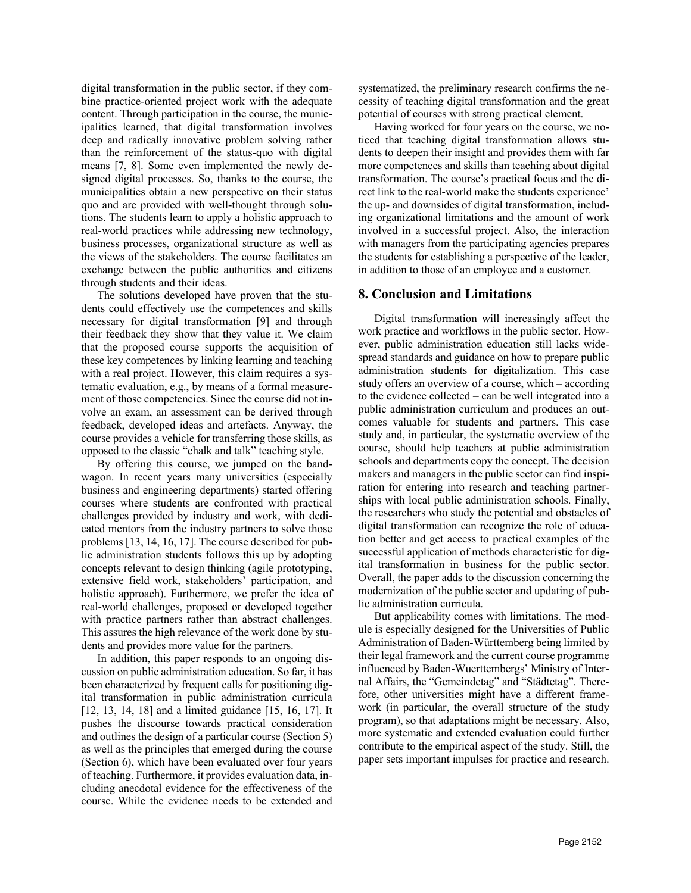digital transformation in the public sector, if they combine practice-oriented project work with the adequate content. Through participation in the course, the municipalities learned, that digital transformation involves deep and radically innovative problem solving rather than the reinforcement of the status-quo with digital means [7, 8]. Some even implemented the newly designed digital processes. So, thanks to the course, the municipalities obtain a new perspective on their status quo and are provided with well-thought through solutions. The students learn to apply a holistic approach to real-world practices while addressing new technology, business processes, organizational structure as well as the views of the stakeholders. The course facilitates an exchange between the public authorities and citizens through students and their ideas.

The solutions developed have proven that the students could effectively use the competences and skills necessary for digital transformation [9] and through their feedback they show that they value it. We claim that the proposed course supports the acquisition of these key competences by linking learning and teaching with a real project. However, this claim requires a systematic evaluation, e.g., by means of a formal measurement of those competencies. Since the course did not involve an exam, an assessment can be derived through feedback, developed ideas and artefacts. Anyway, the course provides a vehicle for transferring those skills, as opposed to the classic "chalk and talk" teaching style.

By offering this course, we jumped on the bandwagon. In recent years many universities (especially business and engineering departments) started offering courses where students are confronted with practical challenges provided by industry and work, with dedicated mentors from the industry partners to solve those problems [13, 14, 16, 17]. The course described for public administration students follows this up by adopting concepts relevant to design thinking (agile prototyping, extensive field work, stakeholders' participation, and holistic approach). Furthermore, we prefer the idea of real-world challenges, proposed or developed together with practice partners rather than abstract challenges. This assures the high relevance of the work done by students and provides more value for the partners.

In addition, this paper responds to an ongoing discussion on public administration education. So far, it has been characterized by frequent calls for positioning digital transformation in public administration curricula [12, 13, 14, 18] and a limited guidance [15, 16, 17]. It pushes the discourse towards practical consideration and outlines the design of a particular course (Section 5) as well as the principles that emerged during the course (Section 6), which have been evaluated over four years of teaching. Furthermore, it provides evaluation data, including anecdotal evidence for the effectiveness of the course. While the evidence needs to be extended and systematized, the preliminary research confirms the necessity of teaching digital transformation and the great potential of courses with strong practical element.

Having worked for four years on the course, we noticed that teaching digital transformation allows students to deepen their insight and provides them with far more competences and skills than teaching about digital transformation. The course's practical focus and the direct link to the real-world make the students experience' the up- and downsides of digital transformation, including organizational limitations and the amount of work involved in a successful project. Also, the interaction with managers from the participating agencies prepares the students for establishing a perspective of the leader, in addition to those of an employee and a customer.

## 8. Conclusion and Limitations

Digital transformation will increasingly affect the work practice and workflows in the public sector. However, public administration education still lacks widespread standards and guidance on how to prepare public administration students for digitalization. This case study offers an overview of a course, which – according to the evidence collected – can be well integrated into a public administration curriculum and produces an outcomes valuable for students and partners. This case study and, in particular, the systematic overview of the course, should help teachers at public administration schools and departments copy the concept. The decision makers and managers in the public sector can find inspiration for entering into research and teaching partnerships with local public administration schools. Finally, the researchers who study the potential and obstacles of digital transformation can recognize the role of education better and get access to practical examples of the successful application of methods characteristic for digital transformation in business for the public sector. Overall, the paper adds to the discussion concerning the modernization of the public sector and updating of public administration curricula.

But applicability comes with limitations. The module is especially designed for the Universities of Public Administration of Baden-Württemberg being limited by their legal framework and the current course programme influenced by Baden-Wuerttembergs' Ministry of Internal Affairs, the "Gemeindetag" and "Städtetag". Therefore, other universities might have a different framework (in particular, the overall structure of the study program), so that adaptations might be necessary. Also, more systematic and extended evaluation could further contribute to the empirical aspect of the study. Still, the paper sets important impulses for practice and research.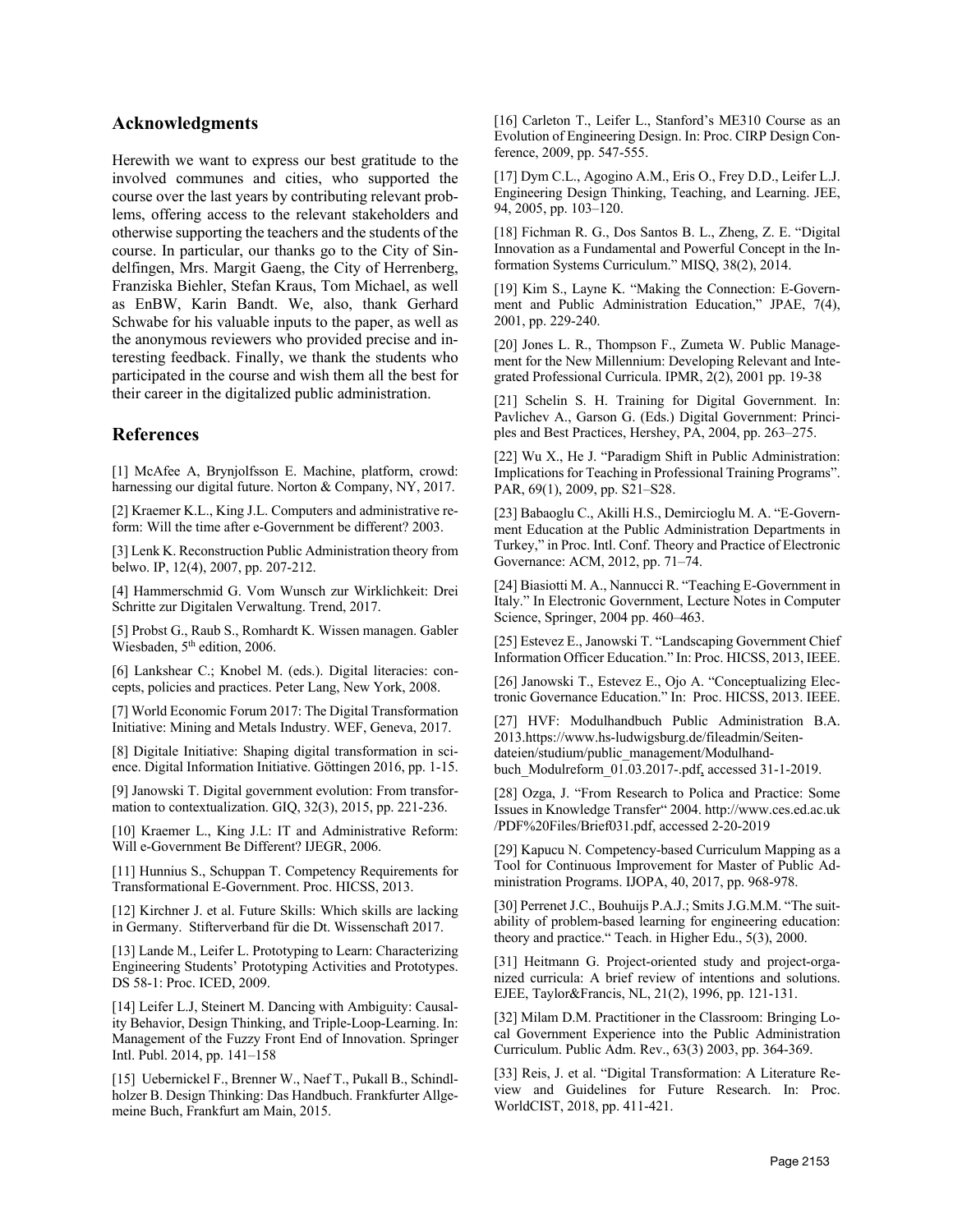## Acknowledgments

Herewith we want to express our best gratitude to the involved communes and cities, who supported the course over the last years by contributing relevant problems, offering access to the relevant stakeholders and otherwise supporting the teachers and the students of the course. In particular, our thanks go to the City of Sindelfingen, Mrs. Margit Gaeng, the City of Herrenberg, Franziska Biehler, Stefan Kraus, Tom Michael, as well as EnBW, Karin Bandt. We, also, thank Gerhard Schwabe for his valuable inputs to the paper, as well as the anonymous reviewers who provided precise and interesting feedback. Finally, we thank the students who participated in the course and wish them all the best for their career in the digitalized public administration.

## References

[1] McAfee A, Brynjolfsson E. Machine, platform, crowd: harnessing our digital future. Norton & Company, NY, 2017.

[2] Kraemer K.L., King J.L. Computers and administrative reform: Will the time after e-Government be different? 2003.

[3] Lenk K. Reconstruction Public Administration theory from belwo. IP, 12(4), 2007, pp. 207-212.

[4] Hammerschmid G. Vom Wunsch zur Wirklichkeit: Drei Schritte zur Digitalen Verwaltung. Trend, 2017.

[5] Probst G., Raub S., Romhardt K. Wissen managen. Gabler Wiesbaden, 5th edition, 2006.

[6] Lankshear C.; Knobel M. (eds.). Digital literacies: concepts, policies and practices. Peter Lang, New York, 2008.

[7] World Economic Forum 2017: The Digital Transformation Initiative: Mining and Metals Industry. WEF, Geneva, 2017.

[8] Digitale Initiative: Shaping digital transformation in science. Digital Information Initiative. Göttingen 2016, pp. 1-15.

[9] Janowski T. Digital government evolution: From transformation to contextualization. GIQ, 32(3), 2015, pp. 221-236.

[10] Kraemer L., King J.L: IT and Administrative Reform: Will e-Government Be Different? IJEGR, 2006.

[11] Hunnius S., Schuppan T. Competency Requirements for Transformational E-Government. Proc. HICSS, 2013.

[12] Kirchner J. et al. Future Skills: Which skills are lacking in Germany. Stifterverband für die Dt. Wissenschaft 2017.

[13] Lande M., Leifer L. Prototyping to Learn: Characterizing Engineering Students' Prototyping Activities and Prototypes. DS 58-1: Proc. ICED, 2009.

[14] Leifer L.J, Steinert M. Dancing with Ambiguity: Causality Behavior, Design Thinking, and Triple-Loop-Learning. In: Management of the Fuzzy Front End of Innovation. Springer Intl. Publ. 2014, pp. 141–158

[15] Uebernickel F., Brenner W., Naef T., Pukall B., Schindlholzer B. Design Thinking: Das Handbuch. Frankfurter Allgemeine Buch, Frankfurt am Main, 2015.

[16] Carleton T., Leifer L., Stanford's ME310 Course as an Evolution of Engineering Design. In: Proc. CIRP Design Conference, 2009, pp. 547-555.

[17] Dym C.L., Agogino A.M., Eris O., Frey D.D., Leifer L.J. Engineering Design Thinking, Teaching, and Learning. JEE, 94, 2005, pp. 103–120.

[18] Fichman R. G., Dos Santos B. L., Zheng, Z. E. "Digital Innovation as a Fundamental and Powerful Concept in the Information Systems Curriculum." MISQ, 38(2), 2014.

[19] Kim S., Layne K. "Making the Connection: E-Government and Public Administration Education," JPAE, 7(4), 2001, pp. 229-240.

[20] Jones L. R., Thompson F., Zumeta W. Public Management for the New Millennium: Developing Relevant and Integrated Professional Curricula. IPMR, 2(2), 2001 pp. 19-38

[21] Schelin S. H. Training for Digital Government. In: Pavlichev A., Garson G. (Eds.) Digital Government: Principles and Best Practices, Hershey, PA, 2004, pp. 263–275.

[22] Wu X., He J. "Paradigm Shift in Public Administration: Implications for Teaching in Professional Training Programs". PAR, 69(1), 2009, pp. S21–S28.

[23] Babaoglu C., Akilli H.S., Demircioglu M. A. "E-Government Education at the Public Administration Departments in Turkey," in Proc. Intl. Conf. Theory and Practice of Electronic Governance: ACM, 2012, pp. 71–74.

[24] Biasiotti M. A., Nannucci R. "Teaching E-Government in Italy." In Electronic Government, Lecture Notes in Computer Science, Springer, 2004 pp. 460–463.

[25] Estevez E., Janowski T. "Landscaping Government Chief Information Officer Education." In: Proc. HICSS, 2013, IEEE.

[26] Janowski T., Estevez E., Ojo A. "Conceptualizing Electronic Governance Education." In: Proc. HICSS, 2013. IEEE.

[27] HVF: Modulhandbuch Public Administration B.A. 2013.https://www.hs-ludwigsburg.de/fileadmin/Seitendateien/studium/public_management/Modulhandbuch_Modulreform_01.03.2017-.pdf, accessed 31-1-2019.

[28] Ozga, J. "From Research to Polica and Practice: Some Issues in Knowledge Transfer" 2004. http://www.ces.ed.ac.uk/PDF%20Files/Brief031.pdf, accessed 2-20-2019

[29] Kapucu N. Competency-based Curriculum Mapping as a Tool for Continuous Improvement for Master of Public Administration Programs. IJOPA, 40, 2017, pp. 968-978.

[30] Perrenet J.C., Bouhuijs P.A.J.; Smits J.G.M.M. "The suitability of problem-based learning for engineering education: theory and practice." Teach. in Higher Edu., 5(3), 2000.

[31] Heitmann G. Project-oriented study and project-organized curricula: A brief review of intentions and solutions. EJEE, Taylor&Francis, NL, 21(2), 1996, pp. 121-131.

[32] Milam D.M. Practitioner in the Classroom: Bringing Local Government Experience into the Public Administration Curriculum. Public Adm. Rev., 63(3) 2003, pp. 364-369.

[33] Reis, J. et al. "Digital Transformation: A Literature Review and Guidelines for Future Research. In: Proc. WorldCIST, 2018, pp. 411-421.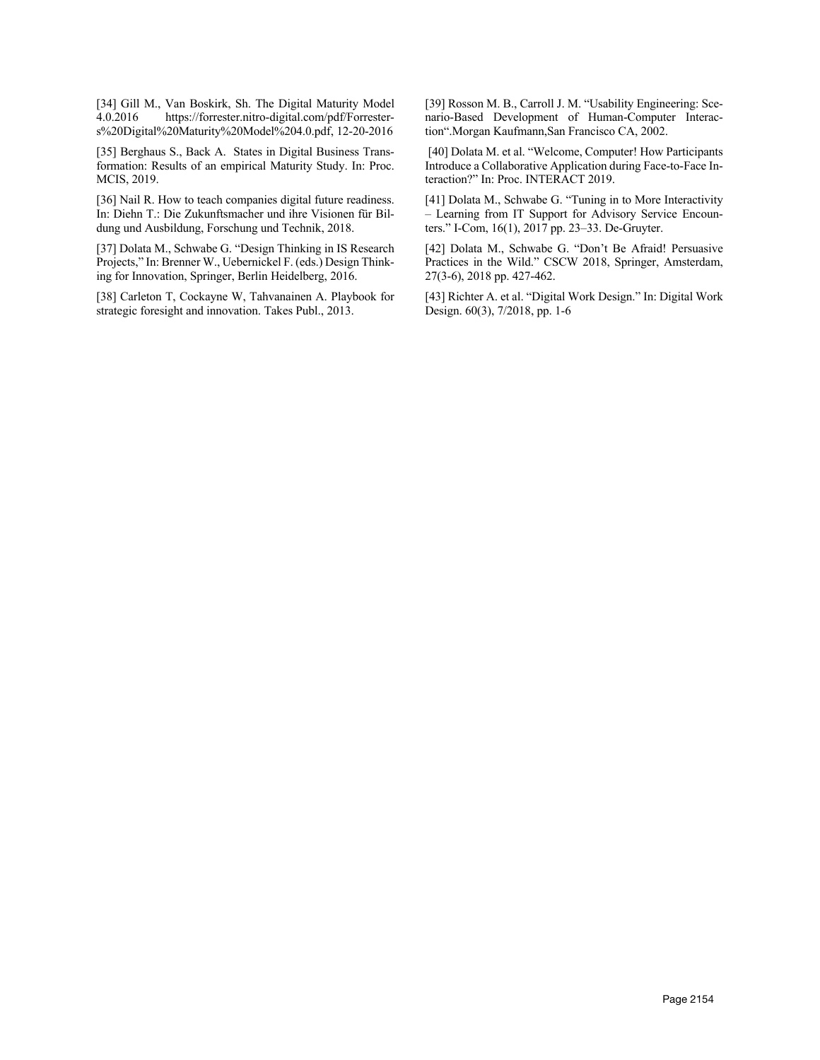[34] Gill M., Van Boskirk, Sh. The Digital Maturity Model 4.0.2016 https://forrester.nitro-digital.com/pdf/Forrester-s%20Digital%20Maturity%20Model%204.0.pdf, 12-20-2016

[35] Berghaus S., Back A. States in Digital Business Transformation: Results of an empirical Maturity Study. In: Proc. MCIS, 2019.

[36] Nail R. How to teach companies digital future readiness. In: Diehn T.: Die Zukunftsmacher und ihre Visionen für Bildung und Ausbildung, Forschung und Technik, 2018.

[37] Dolata M., Schwabe G. "Design Thinking in IS Research Projects," In: Brenner W., Uebernickel F. (eds.) Design Thinking for Innovation, Springer, Berlin Heidelberg, 2016.

[38] Carleton T, Cockayne W, Tahvanainen A. Playbook for strategic foresight and innovation. Takes Publ., 2013.

[39] Rosson M. B., Carroll J. M. "Usability Engineering: Scenario-Based Development of Human-Computer Interaction".Morgan Kaufmann,San Francisco CA, 2002.

[40] Dolata M. et al. "Welcome, Computer! How Participants Introduce a Collaborative Application during Face-to-Face Interaction?" In: Proc. INTERACT 2019.

[41] Dolata M., Schwabe G. "Tuning in to More Interactivity – Learning from IT Support for Advisory Service Encounters." I-Com, 16(1), 2017 pp. 23–33. De-Gruyter.

[42] Dolata M., Schwabe G. "Don't Be Afraid! Persuasive Practices in the Wild." CSCW 2018, Springer, Amsterdam, 27(3-6), 2018 pp. 427-462.

[43] Richter A. et al. "Digital Work Design." In: Digital Work Design. 60(3), 7/2018, pp. 1-6